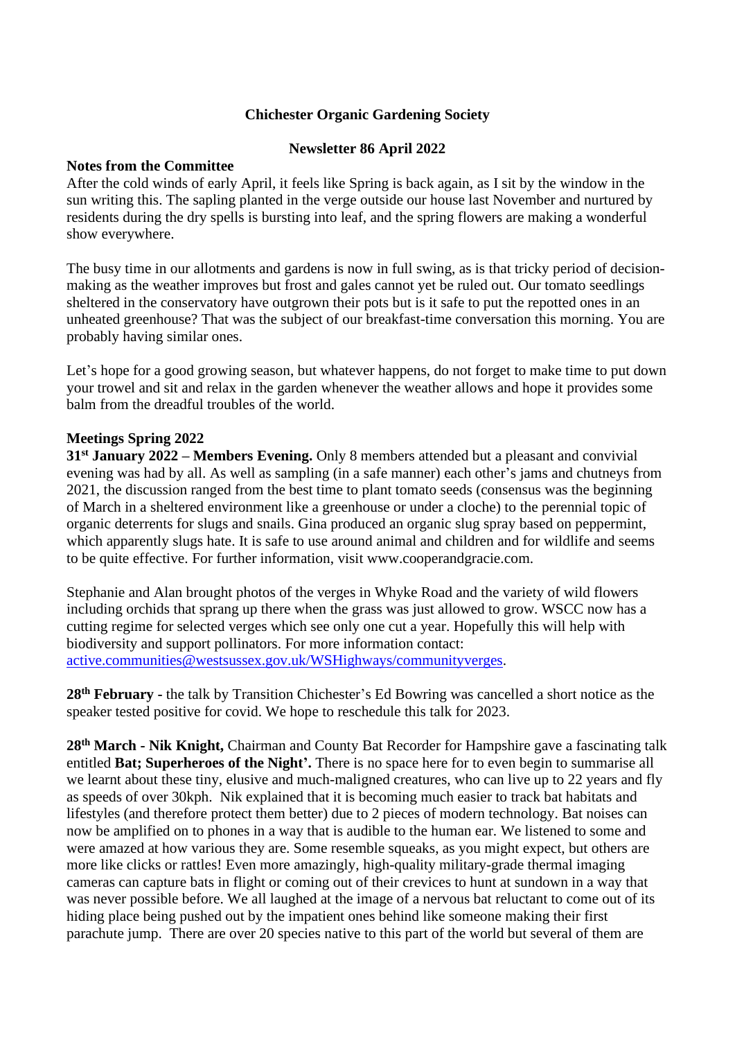# Chichester Organic Gardening Society

## Newsletter 86 April 2022

### Notes from the Committee

After the cold winds of early April, it feels like Spring is back again, as I sit by the window in the sun writing this. The sapling planted in the verge outside our house last November and nurtured by residents during the dry spells is bursting into leaf, and the spring flowers are making a wonderful show everywhere.

The busy time in our allotments and gardens is now in full swing, as is that tricky period of decision-making as the weather improves but frost and gales cannot yet be ruled out. Our tomato seedlings sheltered in the conservatory have outgrown their pots but is it safe to put the repotted ones in an unheated greenhouse? That was the subject of our breakfast-time conversation this morning. You are probably having similar ones.

Let's hope for a good growing season, but whatever happens, do not forget to make time to put down your trowel and sit and relax in the garden whenever the weather allows and hope it provides some balm from the dreadful troubles of the world.

### Meetings Spring 2022

**31st January 2022 – Members Evening.** Only 8 members attended but a pleasant and convivial evening was had by all. As well as sampling (in a safe manner) each other's jams and chutneys from 2021, the discussion ranged from the best time to plant tomato seeds (consensus was the beginning of March in a sheltered environment like a greenhouse or under a cloche) to the perennial topic of organic deterrents for slugs and snails. Gina produced an organic slug spray based on peppermint, which apparently slugs hate. It is safe to use around animal and children and for wildlife and seems to be quite effective. For further information, visit www.cooperandgracie.com.

Stephanie and Alan brought photos of the verges in Whyke Road and the variety of wild flowers including orchids that sprang up there when the grass was just allowed to grow. WSCC now has a cutting regime for selected verges which see only one cut a year. Hopefully this will help with biodiversity and support pollinators. For more information contact: [active.communities@westsussex.gov.uk/WSHighways/communityverges](active.communities@westsussex.gov.uk/WSHighways/communityverges).

**28th February -** the talk by Transition Chichester's Ed Bowring was cancelled a short notice as the speaker tested positive for covid. We hope to reschedule this talk for 2023.

**28th March - Nik Knight,** Chairman and County Bat Recorder for Hampshire gave a fascinating talk entitled **Bat; Superheroes of the Night'.** There is no space here for to even begin to summarise all we learnt about these tiny, elusive and much-maligned creatures, who can live up to 22 years and fly as speeds of over 30kph. Nik explained that it is becoming much easier to track bat habitats and lifestyles (and therefore protect them better) due to 2 pieces of modern technology. Bat noises can now be amplified on to phones in a way that is audible to the human ear. We listened to some and were amazed at how various they are. Some resemble squeaks, as you might expect, but others are more like clicks or rattles! Even more amazingly, high-quality military-grade thermal imaging cameras can capture bats in flight or coming out of their crevices to hunt at sundown in a way that was never possible before. We all laughed at the image of a nervous bat reluctant to come out of its hiding place being pushed out by the impatient ones behind like someone making their first parachute jump. There are over 20 species native to this part of the world but several of them are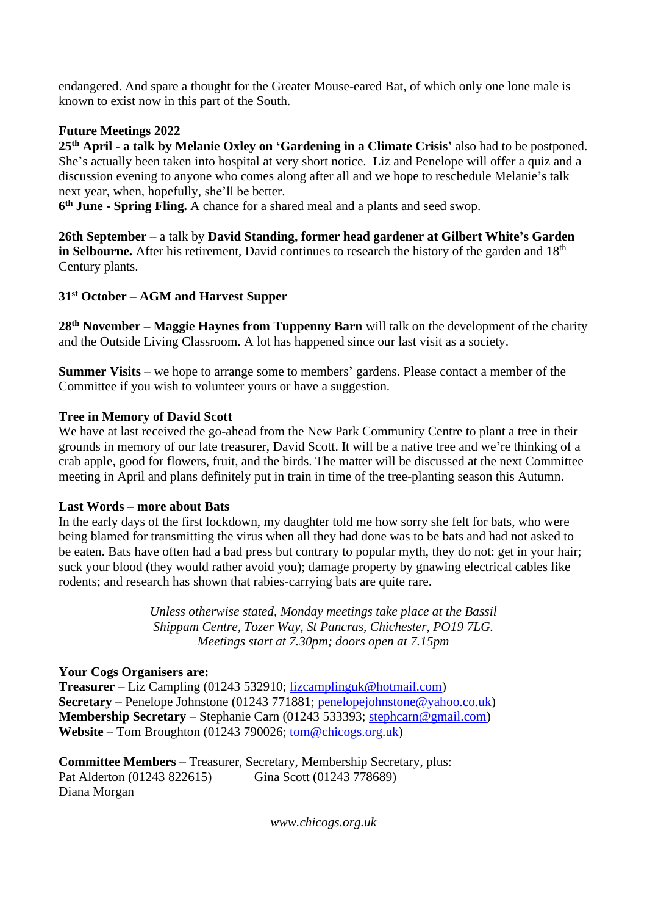endangered. And spare a thought for the Greater Mouse-eared Bat, of which only one lone male is known to exist now in this part of the South.

**Future Meetings 2022**

**25th April - a talk by Melanie Oxley on 'Gardening in a Climate Crisis'** also had to be postponed. She's actually been taken into hospital at very short notice. Liz and Penelope will offer a quiz and a discussion evening to anyone who comes along after all and we hope to reschedule Melanie's talk next year, when, hopefully, she'll be better.

**6th June - Spring Fling.** A chance for a shared meal and a plants and seed swop.

**26th September** – a talk by **David Standing, former head gardener at Gilbert White's Garden in Selbourne.** After his retirement, David continues to research the history of the garden and 18th Century plants.

**31st October – AGM and Harvest Supper**

**28th November – Maggie Haynes from Tuppenny Barn** will talk on the development of the charity and the Outside Living Classroom. A lot has happened since our last visit as a society.

**Summer Visits** – we hope to arrange some to members' gardens. Please contact a member of the Committee if you wish to volunteer yours or have a suggestion.

**Tree in Memory of David Scott**

We have at last received the go-ahead from the New Park Community Centre to plant a tree in their grounds in memory of our late treasurer, David Scott. It will be a native tree and we're thinking of a crab apple, good for flowers, fruit, and the birds. The matter will be discussed at the next Committee meeting in April and plans definitely put in train in time of the tree-planting season this Autumn.

**Last Words – more about Bats**

In the early days of the first lockdown, my daughter told me how sorry she felt for bats, who were being blamed for transmitting the virus when all they had done was to be bats and had not asked to be eaten. Bats have often had a bad press but contrary to popular myth, they do not: get in your hair; suck your blood (they would rather avoid you); damage property by gnawing electrical cables like rodents; and research has shown that rabies-carrying bats are quite rare.

*Unless otherwise stated, Monday meetings take place at the Bassil Shippam Centre, Tozer Way, St Pancras, Chichester, PO19 7LG. Meetings start at 7.30pm; doors open at 7.15pm*

**Your Cogs Organisers are:**

**Treasurer** – Liz Campling (01243 532910; lizcamplinguk@hotmail.com)
**Secretary** – Penelope Johnstone (01243 771881; penelopejohnstone@yahoo.co.uk)
**Membership Secretary** – Stephanie Carn (01243 533393; stephcarn@gmail.com)
**Website** – Tom Broughton (01243 790026; tom@chicogs.org.uk)

**Committee Members** – Treasurer, Secretary, Membership Secretary, plus:
Pat Alderton (01243 822615) Gina Scott (01243 778689)
Diana Morgan

*www.chicogs.org.uk*